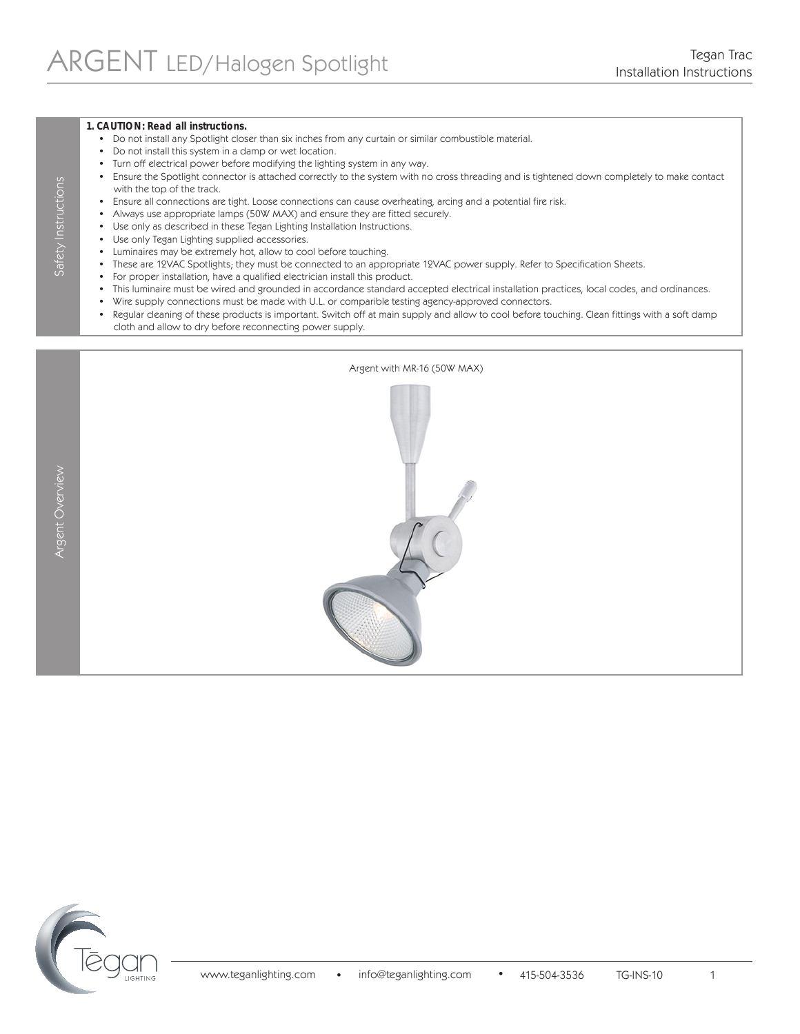# ARGENT LED/Halogen Spotlight

Tegan Trac
Installation Instructions

## Safety Instructions

**1. CAUTION: Read all instructions.**

- Do not install any Spotlight closer than six inches from any curtain or similar combustible material.
- Do not install this system in a damp or wet location.
- Turn off electrical power before modifying the lighting system in any way.
- Ensure the Spotlight connector is attached correctly to the system with no cross threading and is tightened down completely to make contact with the top of the track.
- Ensure all connections are tight. Loose connections can cause overheating, arcing and a potential fire risk.
- Always use appropriate lamps (50W MAX) and ensure they are fitted securely.
- Use only as described in these Tegan Lighting Installation Instructions.
- Use only Tegan Lighting supplied accessories.
- Luminaires may be extremely hot, allow to cool before touching.
- These are 12VAC Spotlights; they must be connected to an appropriate 12VAC power supply. Refer to Specification Sheets.
- For proper installation, have a qualified electrician install this product.
- This luminaire must be wired and grounded in accordance standard accepted electrical installation practices, local codes, and ordinances.
- Wire supply connections must be made with U.L. or comparible testing agency-approved connectors.
- Regular cleaning of these products is important. Switch off at main supply and allow to cool before touching. Clean fittings with a soft damp cloth and allow to dry before reconnecting power supply.

## Argent Overview

Argent with MR-16 (50W MAX)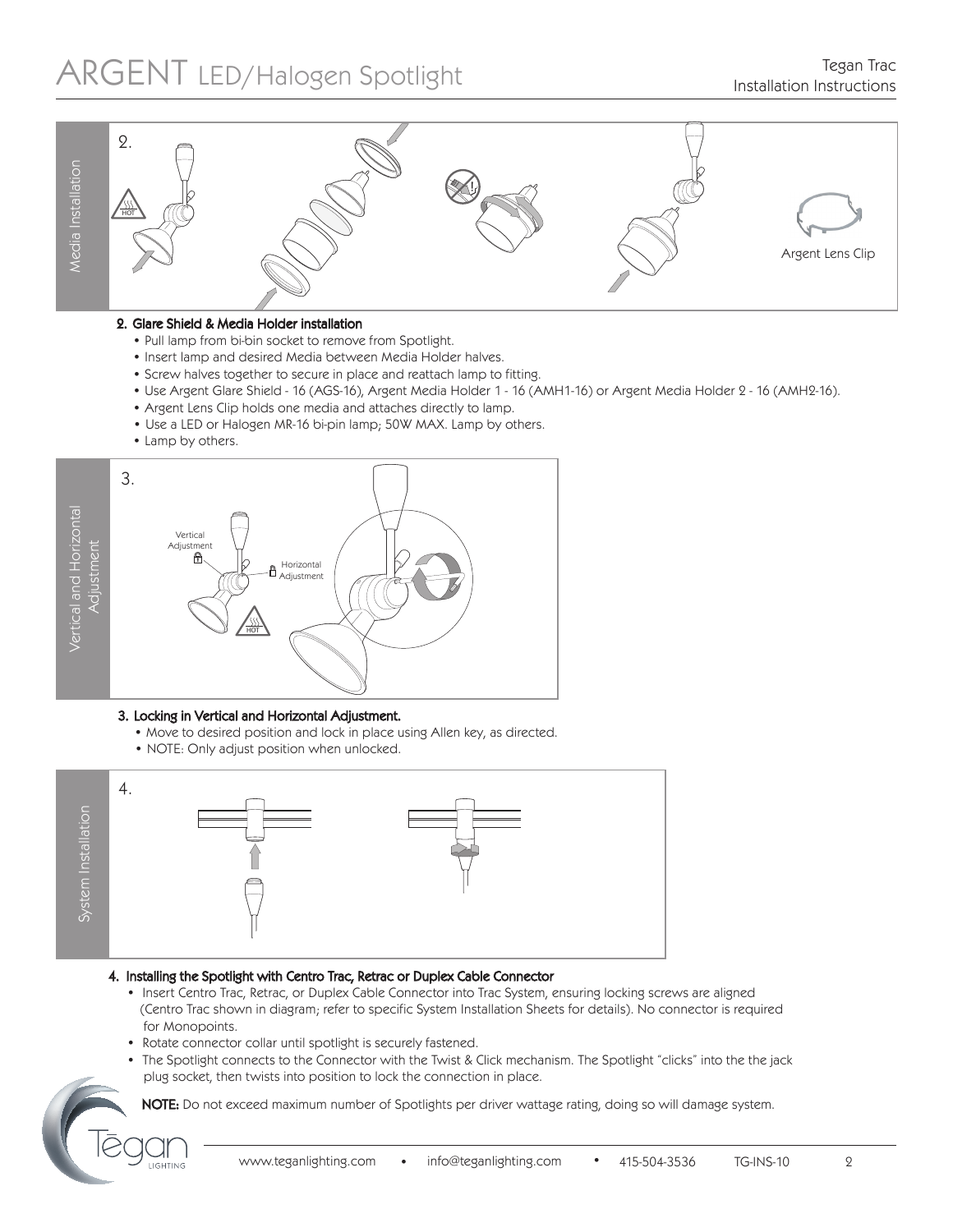# ARGENT LED/Halogen Spotlight

Tegan Trac
Installation Instructions

Media Installation

2.

HOT

Argent Lens Clip

**2. Glare Shield & Media Holder installation**

- Pull lamp from bi-bin socket to remove from Spotlight.
- Insert lamp and desired Media between Media Holder halves.
- Screw halves together to secure in place and reattach lamp to fitting.
- Use Argent Glare Shield - 16 (AGS-16), Argent Media Holder 1 - 16 (AMH1-16) or Argent Media Holder 2 - 16 (AMH2-16).
- Argent Lens Clip holds one media and attaches directly to lamp.
- Use a LED or Halogen MR-16 bi-pin lamp; 50W MAX. Lamp by others.
- Lamp by others.

Vertical and Horizontal Adjustment

3.

Vertical Adjustment

Horizontal Adjustment

HOT

**3. Locking in Vertical and Horizontal Adjustment.**

- Move to desired position and lock in place using Allen key, as directed.
- NOTE: Only adjust position when unlocked.

System Installation

4.

**4. Installing the Spotlight with Centro Trac, Retrac or Duplex Cable Connector**

- Insert Centro Trac, Retrac, or Duplex Cable Connector into Trac System, ensuring locking screws are aligned (Centro Trac shown in diagram; refer to specific System Installation Sheets for details). No connector is required for Monopoints.
- Rotate connector collar until spotlight is securely fastened.
- The Spotlight connects to the Connector with the Twist & Click mechanism. The Spotlight "clicks" into the the jack plug socket, then twists into position to lock the connection in place.

**NOTE:** Do not exceed maximum number of Spotlights per driver wattage rating, doing so will damage system.